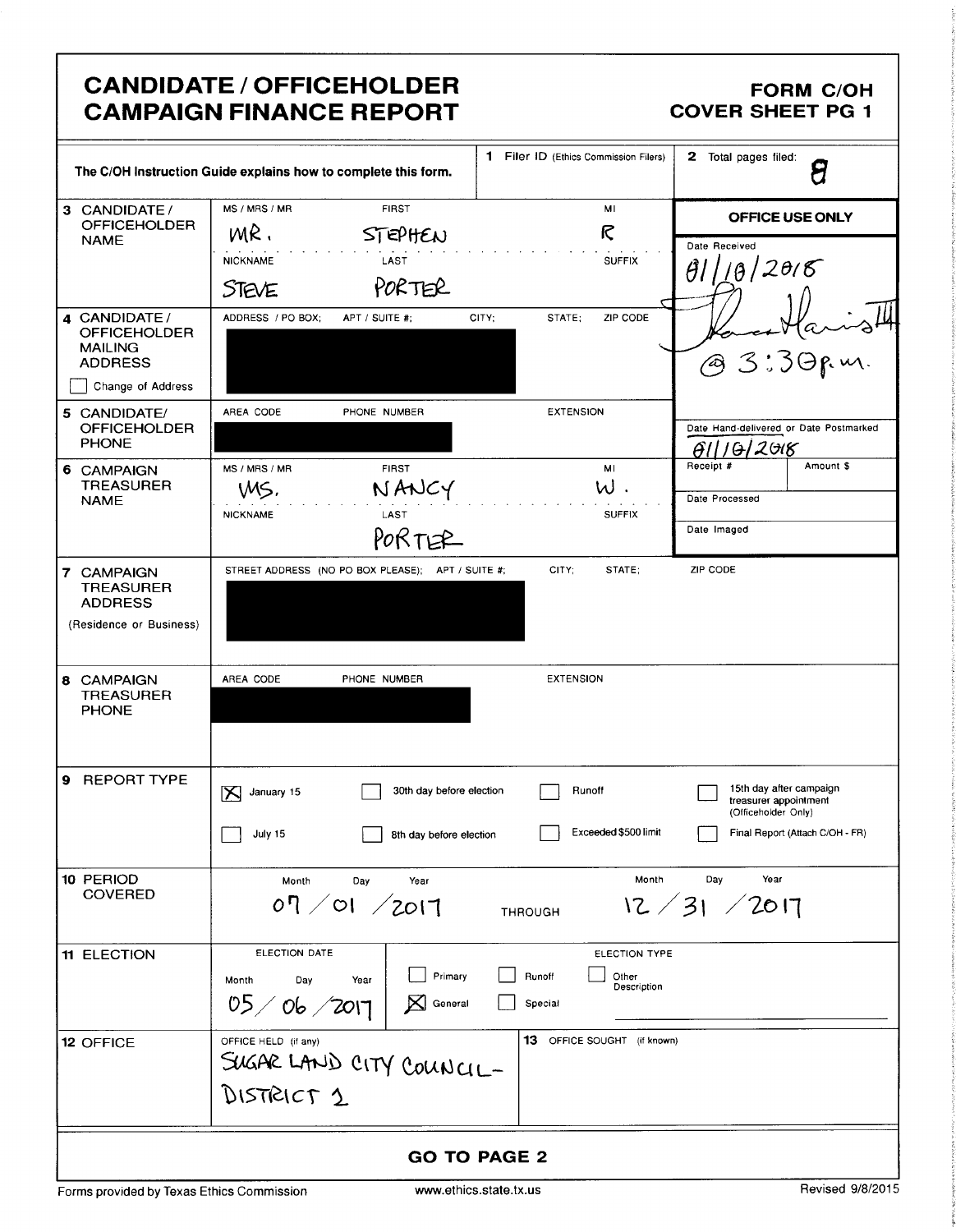# CANDIDATE / OFFICEHOLDER CAMPAIGN FINANCE REPORT

**FORM C/OH**
**COVER SHEET PG 1**

The C/OH Instruction Guide explains how to complete this form.

**1** Filer ID (Ethics Commission Filers)

**2** Total pages filed: 8

| | | | |
|---|---|---|---|
| **3 CANDIDATE / OFFICEHOLDER NAME** | MS / MRS / MR: MR. | FIRST: STEPHEN | MI: R |
| | NICKNAME: STEVE | LAST: PORTER | SUFFIX: |
| **4 CANDIDATE / OFFICEHOLDER MAILING ADDRESS** ☐ Change of Address | ADDRESS / PO BOX; APT / SUITE #; CITY; STATE; ZIP CODE: [redacted] | | |
| **5 CANDIDATE/ OFFICEHOLDER PHONE** | AREA CODE / PHONE NUMBER: [redacted] | EXTENSION: | |
| **6 CAMPAIGN TREASURER NAME** | MS / MRS / MR: MS. | FIRST: NANCY | MI: W. |
| | NICKNAME: | LAST: PORTER | SUFFIX: |
| **7 CAMPAIGN TREASURER ADDRESS** (Residence or Business) | STREET ADDRESS (NO PO BOX PLEASE); APT / SUITE #; CITY; STATE; ZIP CODE: [redacted] | | |
| **8 CAMPAIGN TREASURER PHONE** | AREA CODE / PHONE NUMBER: [redacted] | EXTENSION: | |

**OFFICE USE ONLY**

Date Received: 01/10/2018 @ 3:30 p.m.

Date Hand-delivered or Date Postmarked: 01/10/2018

Receipt #: | Amount $:

Date Processed:

Date Imaged:

**9 REPORT TYPE**

- ☒ January 15
- ☐ July 15
- ☐ 30th day before election
- ☐ 8th day before election
- ☐ Runoff
- ☐ Exceeded $500 limit
- ☐ 15th day after campaign treasurer appointment (Officeholder Only)
- ☐ Final Report (Attach C/OH - FR)

**10 PERIOD COVERED**

Month / Day / Year: 07 / 01 / 2017 THROUGH Month / Day / Year: 12 / 31 / 2017

**11 ELECTION**

ELECTION DATE: Month / Day / Year: 05 / 06 / 2017

ELECTION TYPE:
- ☐ Primary
- ☒ General
- ☐ Runoff
- ☐ Special
- ☐ Other Description

**12 OFFICE**

OFFICE HELD (if any): SUGAR LAND CITY COUNCIL- DISTRICT 1

**13** OFFICE SOUGHT (if known):

**GO TO PAGE 2**

Forms provided by Texas Ethics Commission | www.ethics.state.tx.us | Revised 9/8/2015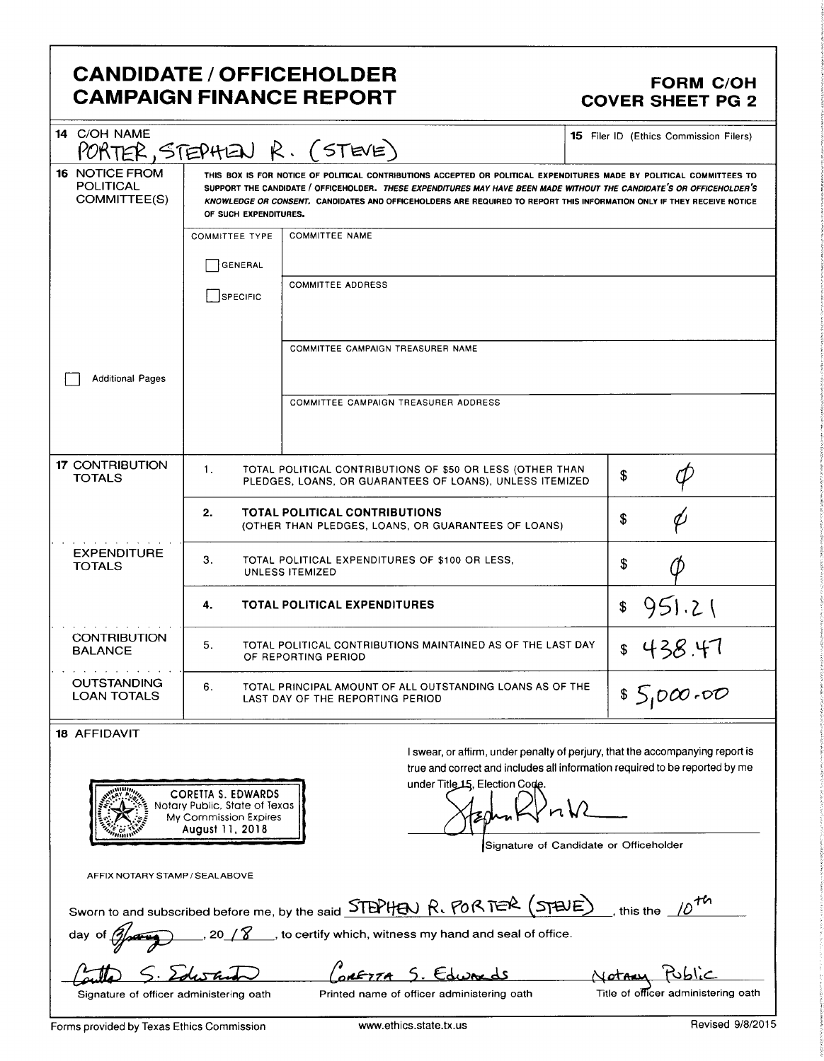# CANDIDATE / OFFICEHOLDER CAMPAIGN FINANCE REPORT

**FORM C/OH COVER SHEET PG 2**

**14** C/OH NAME
PORTER, STEPHEN R. (STEVE)

**15** Filer ID (Ethics Commission Filers)

**16** NOTICE FROM POLITICAL COMMITTEE(S)

THIS BOX IS FOR NOTICE OF POLITICAL CONTRIBUTIONS ACCEPTED OR POLITICAL EXPENDITURES MADE BY POLITICAL COMMITTEES TO SUPPORT THE CANDIDATE / OFFICEHOLDER. *THESE EXPENDITURES MAY HAVE BEEN MADE WITHOUT THE CANDIDATE'S OR OFFICEHOLDER'S KNOWLEDGE OR CONSENT.* CANDIDATES AND OFFICEHOLDERS ARE REQUIRED TO REPORT THIS INFORMATION ONLY IF THEY RECEIVE NOTICE OF SUCH EXPENDITURES.

COMMITTEE TYPE
☐ GENERAL
☐ SPECIFIC

COMMITTEE NAME

COMMITTEE ADDRESS

COMMITTEE CAMPAIGN TREASURER NAME

COMMITTEE CAMPAIGN TREASURER ADDRESS

☐ Additional Pages

| | | | |
|---|---|---|---|
| **17** CONTRIBUTION TOTALS | 1. | TOTAL POLITICAL CONTRIBUTIONS OF $50 OR LESS (OTHER THAN PLEDGES, LOANS, OR GUARANTEES OF LOANS), UNLESS ITEMIZED | $ Ø |
| | **2.** | **TOTAL POLITICAL CONTRIBUTIONS** (OTHER THAN PLEDGES, LOANS, OR GUARANTEES OF LOANS) | $ Ø |
| EXPENDITURE TOTALS | 3. | TOTAL POLITICAL EXPENDITURES OF $100 OR LESS, UNLESS ITEMIZED | $ Ø |
| | **4.** | **TOTAL POLITICAL EXPENDITURES** | $ 951.21 |
| CONTRIBUTION BALANCE | 5. | TOTAL POLITICAL CONTRIBUTIONS MAINTAINED AS OF THE LAST DAY OF REPORTING PERIOD | $ 438.47 |
| OUTSTANDING LOAN TOTALS | 6. | TOTAL PRINCIPAL AMOUNT OF ALL OUTSTANDING LOANS AS OF THE LAST DAY OF THE REPORTING PERIOD | $ 5,000.00 |

**18** AFFIDAVIT

CORETTA S. EDWARDS
Notary Public, State of Texas
My Commission Expires
August 11, 2018

AFFIX NOTARY STAMP / SEAL ABOVE

I swear, or affirm, under penalty of perjury, that the accompanying report is true and correct and includes all information required to be reported by me under Title 15, Election Code.

[Signature]
Signature of Candidate or Officeholder

Sworn to and subscribed before me, by the said STEPHEN R. PORTER (STEVE), this the 10th day of January, 20 18, to certify which, witness my hand and seal of office.

| | | |
|---|---|---|
| Coretta S. Edwards | CORETTA S. Edwards | Notary Public |
| Signature of officer administering oath | Printed name of officer administering oath | Title of officer administering oath |

Forms provided by Texas Ethics Commission www.ethics.state.tx.us Revised 9/8/2015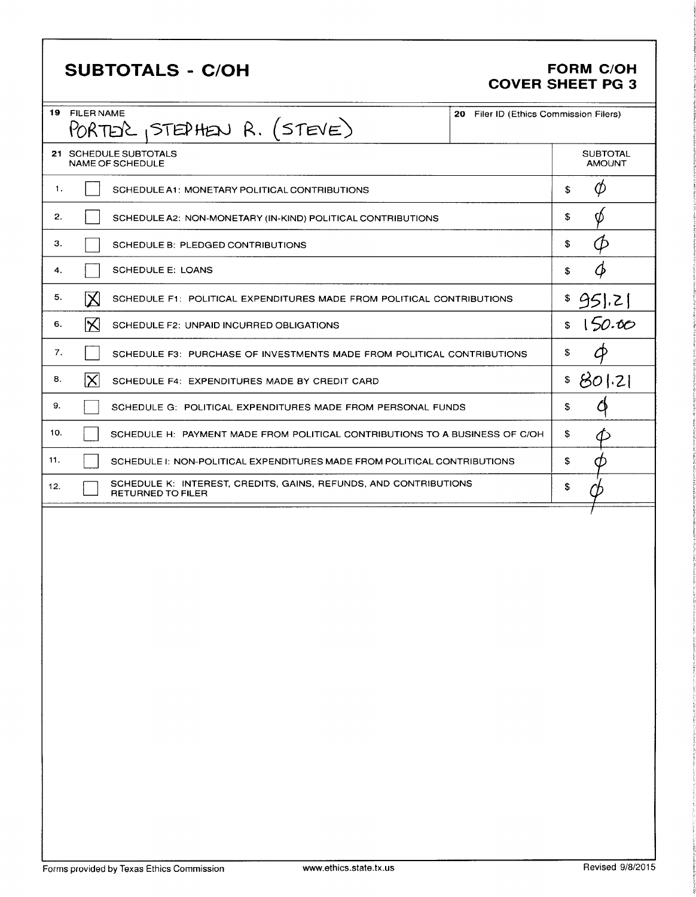# SUBTOTALS - C/OH

**FORM C/OH**
**COVER SHEET PG 3**

| 19 FILER NAME | 20 Filer ID (Ethics Commission Filers) |
|---|---|
| PORTER, STEPHEN R. (STEVE) | |

| 21 SCHEDULE SUBTOTALS | | NAME OF SCHEDULE | SUBTOTAL AMOUNT |
|---|---|---|---|
| 1. | [ ] | SCHEDULE A1: MONETARY POLITICAL CONTRIBUTIONS | $ Ø |
| 2. | [ ] | SCHEDULE A2: NON-MONETARY (IN-KIND) POLITICAL CONTRIBUTIONS | $ Ø |
| 3. | [ ] | SCHEDULE B: PLEDGED CONTRIBUTIONS | $ Ø |
| 4. | [ ] | SCHEDULE E: LOANS | $ Ø |
| 5. | [X] | SCHEDULE F1: POLITICAL EXPENDITURES MADE FROM POLITICAL CONTRIBUTIONS | $ 951.21 |
| 6. | [X] | SCHEDULE F2: UNPAID INCURRED OBLIGATIONS | $ 150.00 |
| 7. | [ ] | SCHEDULE F3: PURCHASE OF INVESTMENTS MADE FROM POLITICAL CONTRIBUTIONS | $ Ø |
| 8. | [X] | SCHEDULE F4: EXPENDITURES MADE BY CREDIT CARD | $ 801.21 |
| 9. | [ ] | SCHEDULE G: POLITICAL EXPENDITURES MADE FROM PERSONAL FUNDS | $ Ø |
| 10. | [ ] | SCHEDULE H: PAYMENT MADE FROM POLITICAL CONTRIBUTIONS TO A BUSINESS OF C/OH | $ Ø |
| 11. | [ ] | SCHEDULE I: NON-POLITICAL EXPENDITURES MADE FROM POLITICAL CONTRIBUTIONS | $ Ø |
| 12. | [ ] | SCHEDULE K: INTEREST, CREDITS, GAINS, REFUNDS, AND CONTRIBUTIONS RETURNED TO FILER | $ Ø |

Forms provided by Texas Ethics Commission www.ethics.state.tx.us Revised 9/8/2015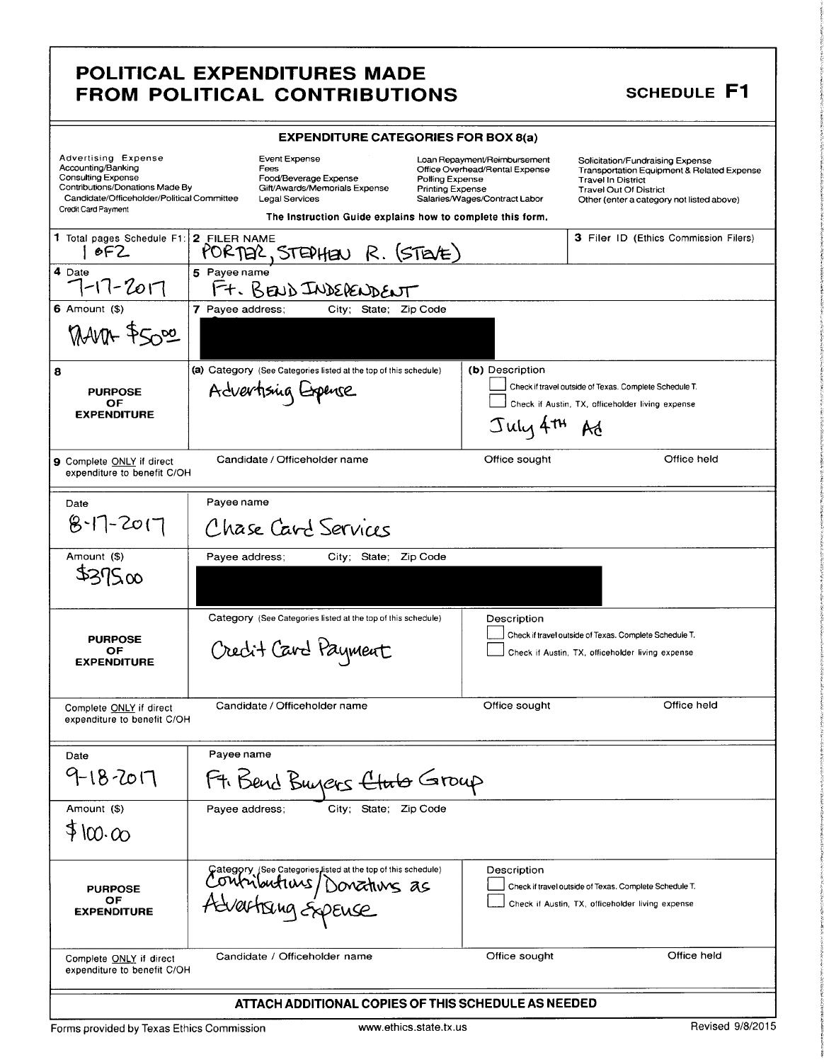# POLITICAL EXPENDITURES MADE FROM POLITICAL CONTRIBUTIONS

**SCHEDULE F1**

### EXPENDITURE CATEGORIES FOR BOX 8(a)

| | | | |
|---|---|---|---|
| Advertising Expense | Event Expense | Loan Repayment/Reimbursement | Solicitation/Fundraising Expense |
| Accounting/Banking | Fees | Office Overhead/Rental Expense | Transportation Equipment & Related Expense |
| Consulting Expense | Food/Beverage Expense | Polling Expense | Travel In District |
| Contributions/Donations Made By Candidate/Officeholder/Political Committee | Gift/Awards/Memorials Expense | Printing Expense | Travel Out Of District |
| Credit Card Payment | Legal Services | Salaries/Wages/Contract Labor | Other (enter a category not listed above) |

The Instruction Guide explains how to complete this form.

**1** Total pages Schedule F1: 1 of 2

**2** FILER NAME: PORTER, STEPHEN R. (STEVE)

**3** Filer ID (Ethics Commission Filers):

---

**4** Date: 7-17-2017

**5** Payee name: Ft. Bend Independent

**6** Amount ($): $50.00

**7** Payee address; City; State; Zip Code: [redacted]

**8** PURPOSE OF EXPENDITURE

(a) Category (See Categories listed at the top of this schedule): Advertising Expense

(b) Description: July 4th Ad

☐ Check if travel outside of Texas. Complete Schedule T.

☐ Check if Austin, TX, officeholder living expense

**9** Complete ONLY if direct expenditure to benefit C/OH — Candidate / Officeholder name: | Office sought: | Office held:

---

Date: 8-17-2017

Payee name: Chase Card Services

Amount ($): $375.00

Payee address; City; State; Zip Code: [redacted]

PURPOSE OF EXPENDITURE

Category (See Categories listed at the top of this schedule): Credit Card Payment

Description:

☐ Check if travel outside of Texas. Complete Schedule T.

☐ Check if Austin, TX, officeholder living expense

Complete ONLY if direct expenditure to benefit C/OH — Candidate / Officeholder name: | Office sought: | Office held:

---

Date: 9-18-2017

Payee name: Ft. Bend Buyers ~~Club~~ Group

Amount ($): $100.00

Payee address; City; State; Zip Code:

PURPOSE OF EXPENDITURE

Category (See Categories listed at the top of this schedule): Contributions/Donations as Advertising Expense

Description:

☐ Check if travel outside of Texas. Complete Schedule T.

☐ Check if Austin, TX, officeholder living expense

Complete ONLY if direct expenditure to benefit C/OH — Candidate / Officeholder name: | Office sought: | Office held:

---

**ATTACH ADDITIONAL COPIES OF THIS SCHEDULE AS NEEDED**

Forms provided by Texas Ethics Commission — www.ethics.state.tx.us — Revised 9/8/2015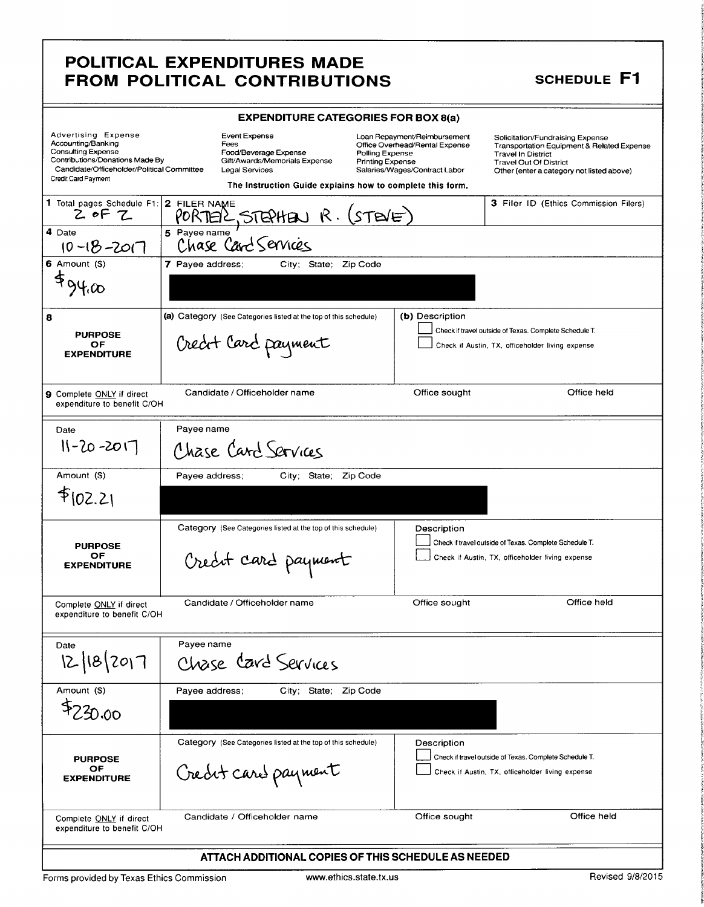# POLITICAL EXPENDITURES MADE FROM POLITICAL CONTRIBUTIONS

**SCHEDULE F1**

**EXPENDITURE CATEGORIES FOR BOX 8(a)**

| | | | |
|---|---|---|---|
| Advertising Expense | Event Expense | Loan Repayment/Reimbursement | Solicitation/Fundraising Expense |
| Accounting/Banking | Fees | Office Overhead/Rental Expense | Transportation Equipment & Related Expense |
| Consulting Expense | Food/Beverage Expense | Polling Expense | Travel In District |
| Contributions/Donations Made By Candidate/Officeholder/Political Committee | Gift/Awards/Memorials Expense | Printing Expense | Travel Out Of District |
| Credit Card Payment | Legal Services | Salaries/Wages/Contract Labor | Other (enter a category not listed above) |

The Instruction Guide explains how to complete this form.

| | | |
|---|---|---|
| **1** Total pages Schedule F1: 2 of 2 | **2** FILER NAME PORTER, STEPHEN R. (STEVE) | **3** Filer ID (Ethics Commission Filers) |
| **4** Date 10-18-2017 | **5** Payee name Chase Card Services | |
| **6** Amount ($) $94.00 | **7** Payee address; City; State; Zip Code [REDACTED] | |
| **8** PURPOSE OF EXPENDITURE | **(a)** Category (See Categories listed at the top of this schedule) Credit Card payment | **(b)** Description ☐ Check if travel outside of Texas. Complete Schedule T. ☐ Check if Austin, TX, officeholder living expense |
| **9** Complete ONLY if direct expenditure to benefit C/OH | Candidate / Officeholder name | Office sought / Office held |

| | | |
|---|---|---|
| Date 11-20-2017 | Payee name Chase Card Services | |
| Amount ($) $102.21 | Payee address; City; State; Zip Code [REDACTED] | |
| PURPOSE OF EXPENDITURE | Category (See Categories listed at the top of this schedule) Credit card payment | Description ☐ Check if travel outside of Texas. Complete Schedule T. ☐ Check if Austin, TX, officeholder living expense |
| Complete ONLY if direct expenditure to benefit C/OH | Candidate / Officeholder name | Office sought / Office held |

| | | |
|---|---|---|
| Date 12/18/2017 | Payee name Chase Card Services | |
| Amount ($) $230.00 | Payee address; City; State; Zip Code [REDACTED] | |
| PURPOSE OF EXPENDITURE | Category (See Categories listed at the top of this schedule) Credit card payment | Description ☐ Check if travel outside of Texas. Complete Schedule T. ☐ Check if Austin, TX, officeholder living expense |
| Complete ONLY if direct expenditure to benefit C/OH | Candidate / Officeholder name | Office sought / Office held |

**ATTACH ADDITIONAL COPIES OF THIS SCHEDULE AS NEEDED**

Forms provided by Texas Ethics Commission www.ethics.state.tx.us Revised 9/8/2015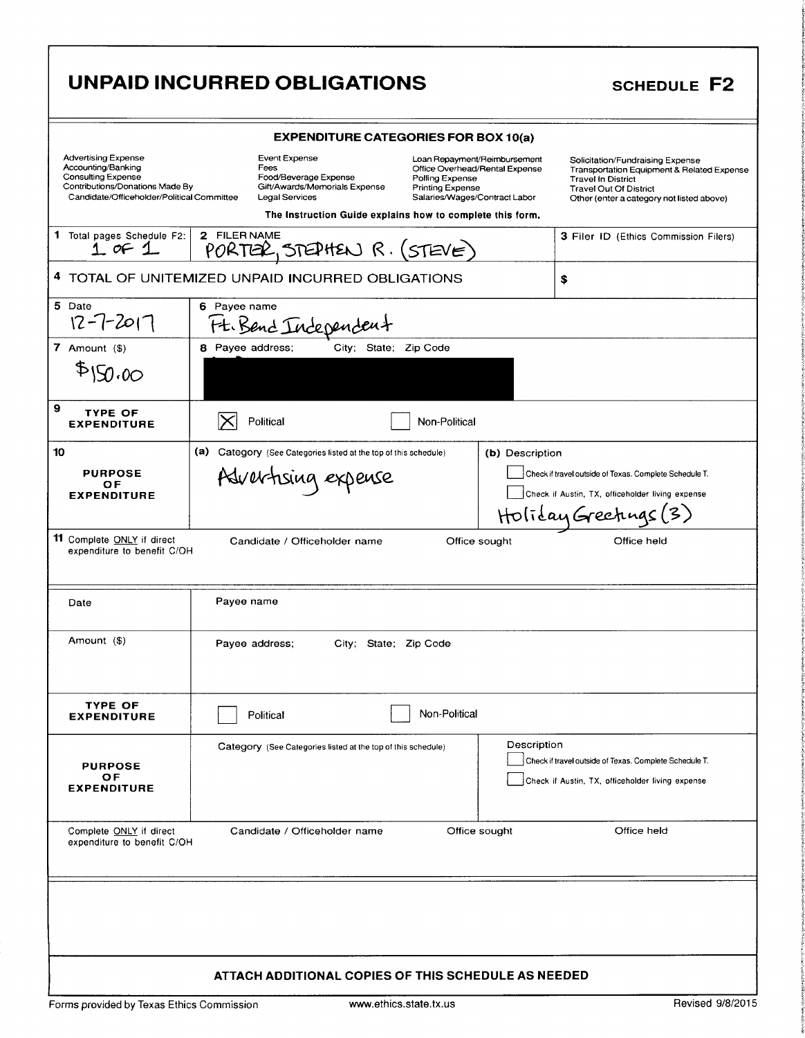# UNPAID INCURRED OBLIGATIONS

## SCHEDULE F2

### EXPENDITURE CATEGORIES FOR BOX 10(a)

| | | | |
|---|---|---|---|
| Advertising Expense | Event Expense | Loan Repayment/Reimbursement | Solicitation/Fundraising Expense |
| Accounting/Banking | Fees | Office Overhead/Rental Expense | Transportation Equipment & Related Expense |
| Consulting Expense | Food/Beverage Expense | Polling Expense | Travel In District |
| Contributions/Donations Made By Candidate/Officeholder/Political Committee | Gift/Awards/Memorials Expense | Printing Expense | Travel Out Of District |
| | Legal Services | Salaries/Wages/Contract Labor | Other (enter a category not listed above) |

**The Instruction Guide explains how to complete this form.**

| | | |
|---|---|---|
| 1 Total pages Schedule F2: 1 OF 1 | 2 FILER NAME PORTER, STEPHEN R. (STEVE) | 3 Filer ID (Ethics Commission Filers) |
| 4 TOTAL OF UNITEMIZED UNPAID INCURRED OBLIGATIONS | | $ |

| | | |
|---|---|---|
| 5 Date 12-7-2017 | 6 Payee name Ft. Bend Independent | |
| 7 Amount ($) $150.00 | 8 Payee address; City; State; Zip Code [REDACTED] | |
| 9 TYPE OF EXPENDITURE | [X] Political [ ] Non-Political | |
| 10 PURPOSE OF EXPENDITURE | (a) Category (See Categories listed at the top of this schedule) Advertising expense | (b) Description [ ] Check if travel outside of Texas. Complete Schedule T. [ ] Check if Austin, TX, officeholder living expense Holiday Greetings (3) |
| 11 Complete ONLY if direct expenditure to benefit C/OH | Candidate / Officeholder name | Office sought / Office held |

| | | |
|---|---|---|
| Date | Payee name | |
| Amount ($) | Payee address; City; State; Zip Code | |
| TYPE OF EXPENDITURE | [ ] Political [ ] Non-Political | |
| PURPOSE OF EXPENDITURE | Category (See Categories listed at the top of this schedule) | Description [ ] Check if travel outside of Texas. Complete Schedule T. [ ] Check if Austin, TX, officeholder living expense |
| Complete ONLY if direct expenditure to benefit C/OH | Candidate / Officeholder name | Office sought / Office held |

**ATTACH ADDITIONAL COPIES OF THIS SCHEDULE AS NEEDED**

Forms provided by Texas Ethics Commission www.ethics.state.tx.us Revised 9/8/2015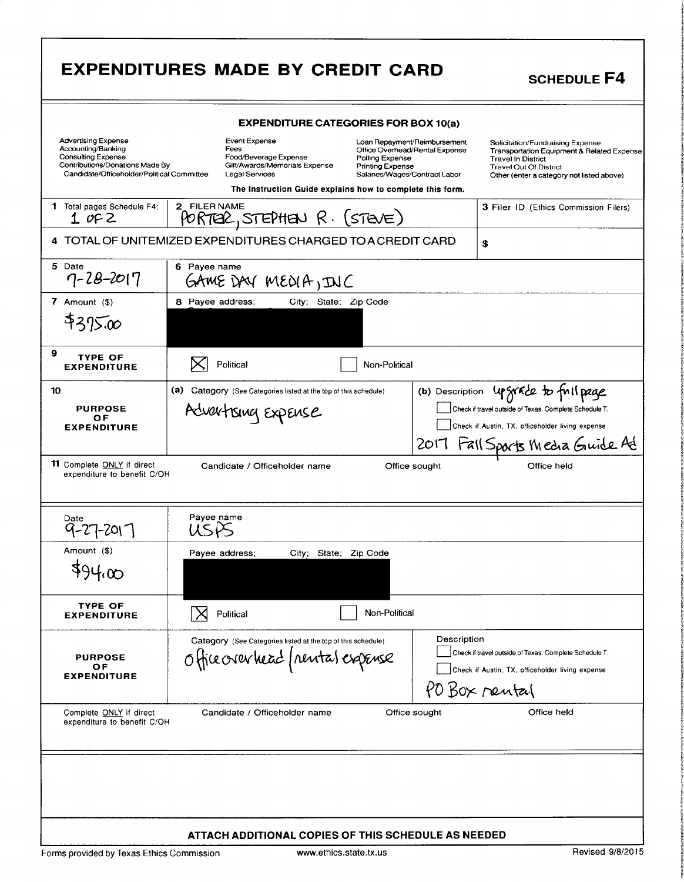# EXPENDITURES MADE BY CREDIT CARD

## SCHEDULE F4

### EXPENDITURE CATEGORIES FOR BOX 10(a)

| | | | |
|---|---|---|---|
| Advertising Expense | Event Expense | Loan Repayment/Reimbursement | Solicitation/Fundraising Expense |
| Accounting/Banking | Fees | Office Overhead/Rental Expense | Transportation Equipment & Related Expense |
| Consulting Expense | Food/Beverage Expense | Polling Expense | Travel In District |
| Contributions/Donations Made By Candidate/Officeholder/Political Committee | Gift/Awards/Memorials Expense | Printing Expense | Travel Out Of District |
| | Legal Services | Salaries/Wages/Contract Labor | Other (enter a category not listed above) |

The Instruction Guide explains how to complete this form.

**1** Total pages Schedule F4: 1 OF 2

**2** FILER NAME: PORTER, STEPHEN R. (STEVE)

**3** Filer ID (Ethics Commission Filers):

**4** TOTAL OF UNITEMIZED EXPENDITURES CHARGED TO A CREDIT CARD: $

---

**5** Date: 7-28-2017

**6** Payee name: GAME DAY MEDIA, INC

**7** Amount ($): $375.00

**8** Payee address; City; State; Zip Code: [redacted]

**9** TYPE OF EXPENDITURE: [X] Political [ ] Non-Political

**10** PURPOSE OF EXPENDITURE

(a) Category (See Categories listed at the top of this schedule): Advertising Expense

(b) Description: Upgrade to full page 2017 Fall Sports Media Guide Ad

[ ] Check if travel outside of Texas. Complete Schedule T.

[ ] Check if Austin, TX, officeholder living expense

**11** Complete ONLY if direct expenditure to benefit C/OH

Candidate / Officeholder name: | Office sought: | Office held:

---

Date: 9-27-2017

Payee name: USPS

Amount ($): $94.00

Payee address; City; State; Zip Code: [redacted]

TYPE OF EXPENDITURE: [X] Political [ ] Non-Political

PURPOSE OF EXPENDITURE

Category (See Categories listed at the top of this schedule): Office overhead / rental expense

Description: PO Box rental

[ ] Check if travel outside of Texas. Complete Schedule T.

[ ] Check if Austin, TX, officeholder living expense

Complete ONLY if direct expenditure to benefit C/OH

Candidate / Officeholder name: | Office sought: | Office held:

---

ATTACH ADDITIONAL COPIES OF THIS SCHEDULE AS NEEDED

Forms provided by Texas Ethics Commission www.ethics.state.tx.us Revised 9/8/2015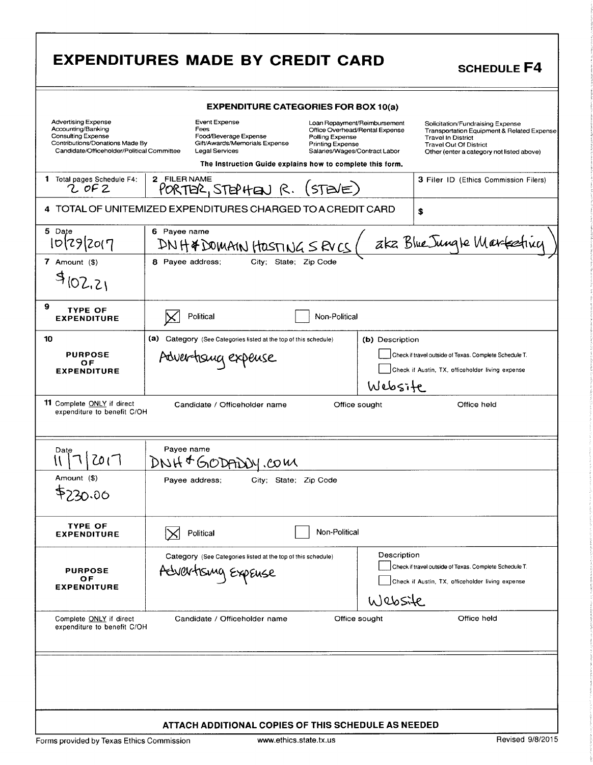# EXPENDITURES MADE BY CREDIT CARD

**SCHEDULE F4**

### EXPENDITURE CATEGORIES FOR BOX 10(a)

| | | | |
|---|---|---|---|
| Advertising Expense | Event Expense | Loan Repayment/Reimbursement | Solicitation/Fundraising Expense |
| Accounting/Banking | Fees | Office Overhead/Rental Expense | Transportation Equipment & Related Expense |
| Consulting Expense | Food/Beverage Expense | Polling Expense | Travel In District |
| Contributions/Donations Made By Candidate/Officeholder/Political Committee | Gift/Awards/Memorials Expense | Printing Expense | Travel Out Of District |
| | Legal Services | Salaries/Wages/Contract Labor | Other (enter a category not listed above) |

The Instruction Guide explains how to complete this form.

**1** Total pages Schedule F4: 2 OF 2

**2** FILER NAME: PORTER, STEPHEN R. (STEVE)

**3** Filer ID (Ethics Commission Filers):

**4** TOTAL OF UNITEMIZED EXPENDITURES CHARGED TO A CREDIT CARD: $

---

**5** Date: 10/29/2017

**6** Payee name: DNH*DOMAIN HOSTING SRVCS (aka Blue Jungle Marketing)

**7** Amount ($): $102.21

**8** Payee address; City; State; Zip Code:

**9** TYPE OF EXPENDITURE: [X] Political [ ] Non-Political

**10** PURPOSE OF EXPENDITURE:
- (a) Category (See Categories listed at the top of this schedule): Advertising expense
- (b) Description: Website
  - [ ] Check if travel outside of Texas. Complete Schedule T.
  - [ ] Check if Austin, TX, officeholder living expense

**11** Complete ONLY if direct expenditure to benefit C/OH: Candidate / Officeholder name | Office sought | Office held

---

Date: 11/7/2017

Payee name: DNH*GODADDY.COM

Amount ($): $230.00

Payee address; City; State; Zip Code:

TYPE OF EXPENDITURE: [X] Political [ ] Non-Political

PURPOSE OF EXPENDITURE:
- Category (See Categories listed at the top of this schedule): Advertising Expense
- Description: Website
  - [ ] Check if travel outside of Texas. Complete Schedule T.
  - [ ] Check if Austin, TX, officeholder living expense

Complete ONLY if direct expenditure to benefit C/OH: Candidate / Officeholder name | Office sought | Office held

---

**ATTACH ADDITIONAL COPIES OF THIS SCHEDULE AS NEEDED**

Forms provided by Texas Ethics Commission    www.ethics.state.tx.us    Revised 9/8/2015